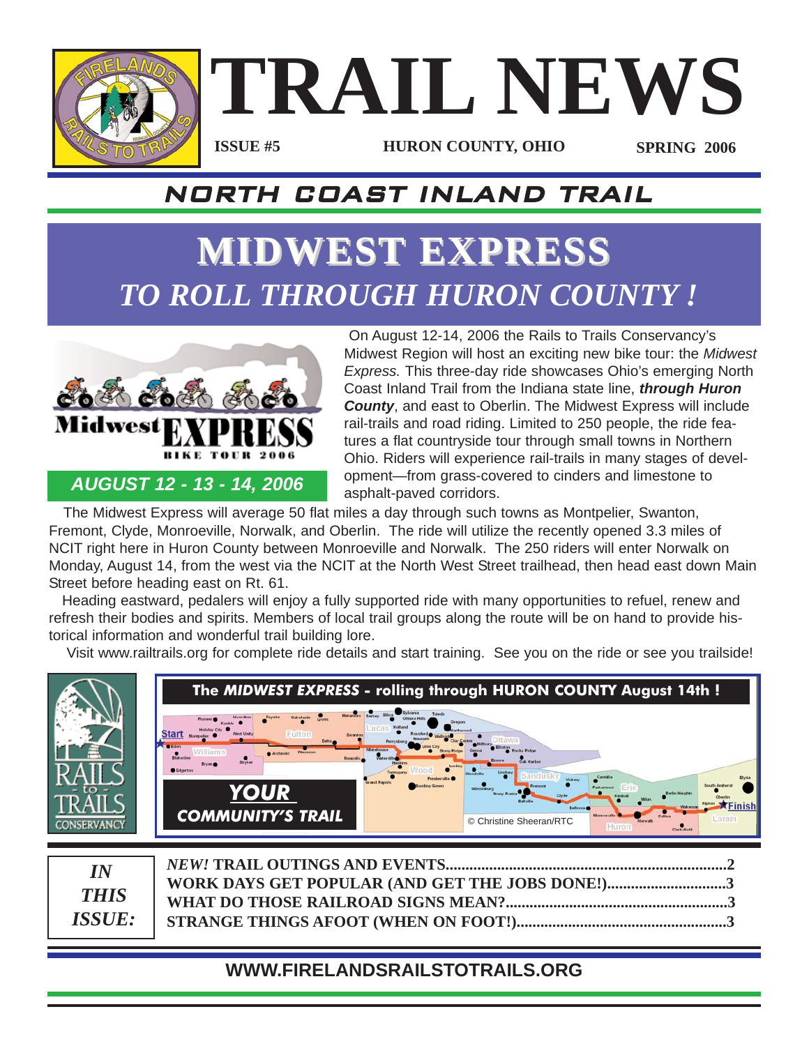# TRAIL NEWS

**ISSUE #5** | **HURON COUNTY, OHIO** | **SPRING 2006**

## NORTH COAST INLAND TRAIL

# MIDWEST EXPRESS
## *TO ROLL THROUGH HURON COUNTY !*

Midwest EXPRESS BIKE TOUR 2006

***AUGUST 12 - 13 - 14, 2006***

On August 12-14, 2006 the Rails to Trails Conservancy's Midwest Region will host an exciting new bike tour: the *Midwest Express.* This three-day ride showcases Ohio's emerging North Coast Inland Trail from the Indiana state line, ***through Huron County***, and east to Oberlin. The Midwest Express will include rail-trails and road riding. Limited to 250 people, the ride features a flat countryside tour through small towns in Northern Ohio. Riders will experience rail-trails in many stages of development—from grass-covered to cinders and limestone to asphalt-paved corridors.

The Midwest Express will average 50 flat miles a day through such towns as Montpelier, Swanton, Fremont, Clyde, Monroeville, Norwalk, and Oberlin. The ride will utilize the recently opened 3.3 miles of NCIT right here in Huron County between Monroeville and Norwalk. The 250 riders will enter Norwalk on Monday, August 14, from the west via the NCIT at the North West Street trailhead, then head east down Main Street before heading east on Rt. 61.

Heading eastward, pedalers will enjoy a fully supported ride with many opportunities to refuel, renew and refresh their bodies and spirits. Members of local trail groups along the route will be on hand to provide historical information and wonderful trail building lore.

Visit www.railtrails.org for complete ride details and start training. See you on the ride or see you trailside!

**The *MIDWEST EXPRESS* - rolling through HURON COUNTY August 14th !**

***YOUR* COMMUNITY'S TRAIL**

© Christine Sheeran/RTC

| *IN THIS ISSUE:* | |
|---|---|
| ***NEW!* TRAIL OUTINGS AND EVENTS** | **2** |
| **WORK DAYS GET POPULAR (AND GET THE JOBS DONE!)** | **3** |
| **WHAT DO THOSE RAILROAD SIGNS MEAN?** | **3** |
| **STRANGE THINGS AFOOT (WHEN ON FOOT!)** | **3** |

**WWW.FIRELANDSRAILSTOTRAILS.ORG**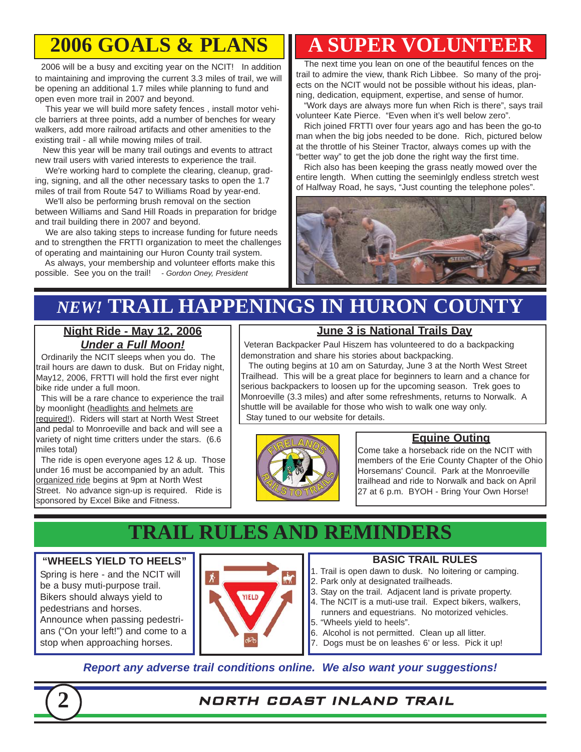# 2006 GOALS & PLANS

2006 will be a busy and exciting year on the NCIT! In addition to maintaining and improving the current 3.3 miles of trail, we will be opening an additional 1.7 miles while planning to fund and open even more trail in 2007 and beyond.

This year we will build more safety fences , install motor vehicle barriers at three points, add a number of benches for weary walkers, add more railroad artifacts and other amenities to the existing trail - all while mowing miles of trail.

New this year will be many trail outings and events to attract new trail users with varied interests to experience the trail.

We're working hard to complete the clearing, cleanup, grading, signing, and all the other necessary tasks to open the 1.7 miles of trail from Route 547 to Williams Road by year-end.

We'll also be performing brush removal on the section between Williams and Sand Hill Roads in preparation for bridge and trail building there in 2007 and beyond.

We are also taking steps to increase funding for future needs and to strengthen the FRTTI organization to meet the challenges of operating and maintaining our Huron County trail system.

As always, your membership and volunteer efforts make this possible. See you on the trail! *- Gordon Oney, President*

# A SUPER VOLUNTEER

The next time you lean on one of the beautiful fences on the trail to admire the view, thank Rich Libbee. So many of the projects on the NCIT would not be possible without his ideas, planning, dedication, equipment, expertise, and sense of humor.

"Work days are always more fun when Rich is there", says trail volunteer Kate Pierce. "Even when it's well below zero".

Rich joined FRTTI over four years ago and has been the go-to man when the big jobs needed to be done. Rich, pictured below at the throttle of his Steiner Tractor, always comes up with the "better way" to get the job done the right way the first time.

Rich also has been keeping the grass neatly mowed over the entire length. When cutting the seeminlgly endless stretch west of Halfway Road, he says, "Just counting the telephone poles".

# *NEW!* TRAIL HAPPENINGS IN HURON COUNTY

### Night Ride - May 12, 2006
### *Under a Full Moon!*

Ordinarily the NCIT sleeps when you do. The trail hours are dawn to dusk. But on Friday night, May12, 2006, FRTTI will hold the first ever night bike ride under a full moon.

This will be a rare chance to experience the trail by moonlight (headlights and helmets are required!). Riders will start at North West Street and pedal to Monroeville and back and will see a variety of night time critters under the stars. (6.6 miles total)

The ride is open everyone ages 12 & up. Those under 16 must be accompanied by an adult. This organized ride begins at 9pm at North West Street. No advance sign-up is required. Ride is sponsored by Excel Bike and Fitness.

### June 3 is National Trails Day

Veteran Backpacker Paul Hiszem has volunteered to do a backpacking demonstration and share his stories about backpacking.

The outing begins at 10 am on Saturday, June 3 at the North West Street Trailhead. This will be a great place for beginners to learn and a chance for serious backpackers to loosen up for the upcoming season. Trek goes to Monroeville (3.3 miles) and after some refreshments, returns to Norwalk. A shuttle will be available for those who wish to walk one way only.

Stay tuned to our website for details.

### Equine Outing

Come take a horseback ride on the NCIT with members of the Erie County Chapter of the Ohio Horsemans' Council. Park at the Monroeville trailhead and ride to Norwalk and back on April 27 at 6 p.m. BYOH - Bring Your Own Horse!

# TRAIL RULES AND REMINDERS

### "WHEELS YIELD TO HEELS"

Spring is here - and the NCIT will be a busy muti-purpose trail. Bikers should always yield to pedestrians and horses. Announce when passing pedestrians ("On your left!") and come to a stop when approaching horses.

### BASIC TRAIL RULES

1. Trail is open dawn to dusk. No loitering or camping.
2. Park only at designated trailheads.
3. Stay on the trail. Adjacent land is private property.
4. The NCIT is a muti-use trail. Expect bikers, walkers, runners and equestrians. No motorized vehicles.
5. "Wheels yield to heels".
6. Alcohol is not permitted. Clean up all litter.
7. Dogs must be on leashes 6' or less. Pick it up!

***Report any adverse trail conditions online. We also want your suggestions!***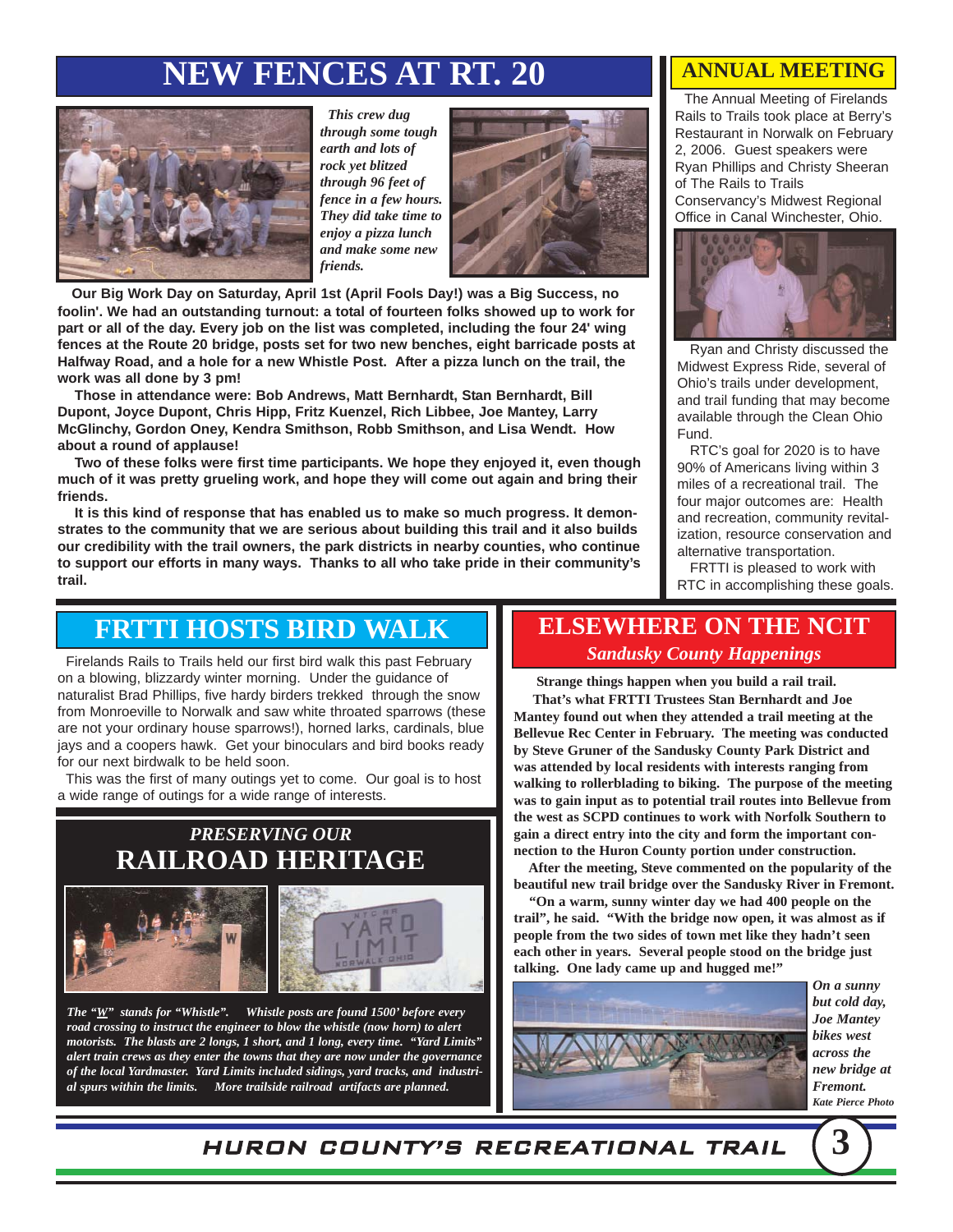## NEW FENCES AT RT. 20

*This crew dug through some tough earth and lots of rock yet blitzed through 96 feet of fence in a few hours. They did take time to enjoy a pizza lunch and make some new friends.*

**Our Big Work Day on Saturday, April 1st (April Fools Day!) was a Big Success, no foolin'. We had an outstanding turnout: a total of fourteen folks showed up to work for part or all of the day. Every job on the list was completed, including the four 24' wing fences at the Route 20 bridge, posts set for two new benches, eight barricade posts at Halfway Road, and a hole for a new Whistle Post. After a pizza lunch on the trail, the work was all done by 3 pm!**

**Those in attendance were: Bob Andrews, Matt Bernhardt, Stan Bernhardt, Bill Dupont, Joyce Dupont, Chris Hipp, Fritz Kuenzel, Rich Libbee, Joe Mantey, Larry McGlinchy, Gordon Oney, Kendra Smithson, Robb Smithson, and Lisa Wendt. How about a round of applause!**

**Two of these folks were first time participants. We hope they enjoyed it, even though much of it was pretty grueling work, and hope they will come out again and bring their friends.**

**It is this kind of response that has enabled us to make so much progress. It demonstrates to the community that we are serious about building this trail and it also builds our credibility with the trail owners, the park districts in nearby counties, who continue to support our efforts in many ways. Thanks to all who take pride in their community's trail.**

## ANNUAL MEETING

The Annual Meeting of Firelands Rails to Trails took place at Berry's Restaurant in Norwalk on February 2, 2006. Guest speakers were Ryan Phillips and Christy Sheeran of The Rails to Trails Conservancy's Midwest Regional Office in Canal Winchester, Ohio.

Ryan and Christy discussed the Midwest Express Ride, several of Ohio's trails under development, and trail funding that may become available through the Clean Ohio Fund.

RTC's goal for 2020 is to have 90% of Americans living within 3 miles of a recreational trail. The four major outcomes are: Health and recreation, community revitalization, resource conservation and alternative transportation.

FRTTI is pleased to work with RTC in accomplishing these goals.

## FRTTI HOSTS BIRD WALK

Firelands Rails to Trails held our first bird walk this past February on a blowing, blizzardy winter morning. Under the guidance of naturalist Brad Phillips, five hardy birders trekked through the snow from Monroeville to Norwalk and saw white throated sparrows (these are not your ordinary house sparrows!), horned larks, cardinals, blue jays and a coopers hawk. Get your binoculars and bird books ready for our next birdwalk to be held soon.

This was the first of many outings yet to come. Our goal is to host a wide range of outings for a wide range of interests.

## *PRESERVING OUR* RAILROAD HERITAGE

*The "W" stands for "Whistle". Whistle posts are found 1500' before every road crossing to instruct the engineer to blow the whistle (now horn) to alert motorists. The blasts are 2 longs, 1 short, and 1 long, every time. "Yard Limits" alert train crews as they enter the towns that they are now under the governance of the local Yardmaster. Yard Limits included sidings, yard tracks, and industrial spurs within the limits. More trailside railroad artifacts are planned.*

## ELSEWHERE ON THE NCIT
### *Sandusky County Happenings*

**Strange things happen when you build a rail trail.**

**That's what FRTTI Trustees Stan Bernhardt and Joe Mantey found out when they attended a trail meeting at the Bellevue Rec Center in February. The meeting was conducted by Steve Gruner of the Sandusky County Park District and was attended by local residents with interests ranging from walking to rollerblading to biking. The purpose of the meeting was to gain input as to potential trail routes into Bellevue from the west as SCPD continues to work with Norfolk Southern to gain a direct entry into the city and form the important connection to the Huron County portion under construction.**

**After the meeting, Steve commented on the popularity of the beautiful new trail bridge over the Sandusky River in Fremont.**

**"On a warm, sunny winter day we had 400 people on the trail", he said. "With the bridge now open, it was almost as if people from the two sides of town met like they hadn't seen each other in years. Several people stood on the bridge just talking. One lady came up and hugged me!"**

*On a sunny but cold day, Joe Mantey bikes west across the new bridge at Fremont.*
*Kate Pierce Photo*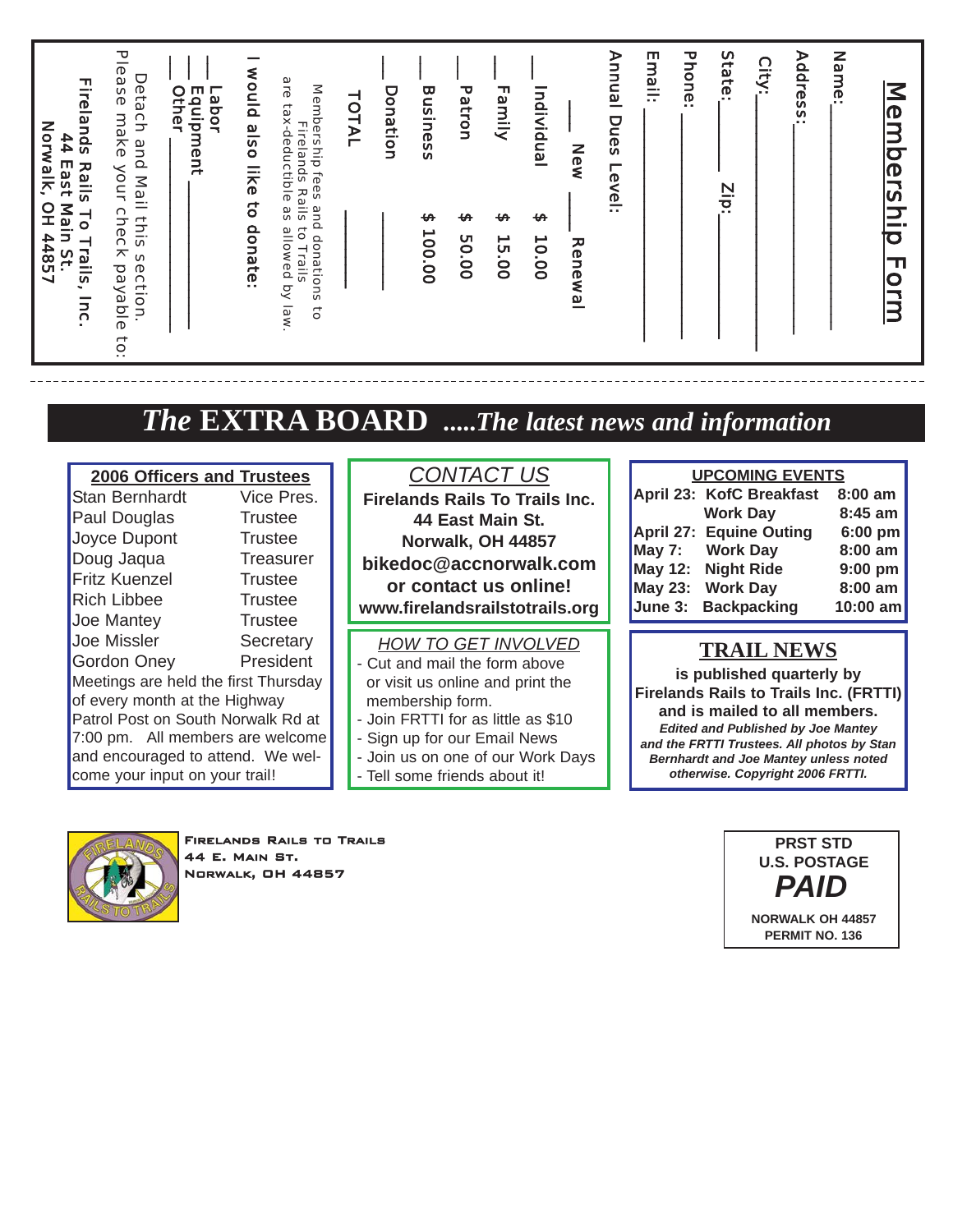# Membership Form

Name: ____________________

Address: ____________________

City: ____________________

State: ______ Zip: ______

Phone: ____________________

Email: ____________________

Annual Dues Level:

___ New ___ Renewal

___ Individual $ 10.00

___ Family $ 15.00

___ Patron $ 50.00

___ Business $ 100.00

___ Donation ________

TOTAL ________

Membership fees and donations to Firelands Rails to Trails are tax-deductible as allowed by law.

**I would also like to donate:**

___ Labor

___ Equipment ________

___ Other ________

Detach and Mail this section.

Please make your check payable to:

**Firelands Rails To Trails, Inc.**
**44 East Main St.**
**Norwalk, OH 44857**

---

# *The* EXTRA BOARD *.....The latest news and information*

## 2006 Officers and Trustees

| | |
|---|---|
| Stan Bernhardt | Vice Pres. |
| Paul Douglas | Trustee |
| Joyce Dupont | Trustee |
| Doug Jaqua | Treasurer |
| Fritz Kuenzel | Trustee |
| Rich Libbee | Trustee |
| Joe Mantey | Trustee |
| Joe Missler | Secretary |
| Gordon Oney | President |

Meetings are held the first Thursday of every month at the Highway Patrol Post on South Norwalk Rd at 7:00 pm. All members are welcome and encouraged to attend. We welcome your input on your trail!

## *CONTACT US*

**Firelands Rails To Trails Inc.**
**44 East Main St.**
**Norwalk, OH 44857**
**bikedoc@accnorwalk.com**
**or contact us online!**
**www.firelandsrailstotrails.org**

## *HOW TO GET INVOLVED*

- Cut and mail the form above or visit us online and print the membership form.
- Join FRTTI for as little as $10
- Sign up for our Email News
- Join us on one of our Work Days
- Tell some friends about it!

## UPCOMING EVENTS

| | | |
|---|---|---|
| April 23: | KofC Breakfast | 8:00 am |
| | Work Day | 8:45 am |
| April 27: | Equine Outing | 6:00 pm |
| May 7: | Work Day | 8:00 am |
| May 12: | Night Ride | 9:00 pm |
| May 23: | Work Day | 8:00 am |
| June 3: | Backpacking | 10:00 am |

## TRAIL NEWS

**is published quarterly by Firelands Rails to Trails Inc. (FRTTI) and is mailed to all members.**

***Edited and Published by Joe Mantey and the FRTTI Trustees. All photos by Stan Bernhardt and Joe Mantey unless noted otherwise. Copyright 2006 FRTTI.***

---

FIRELANDS RAILS TO TRAILS
44 E. MAIN ST.
NORWALK, OH 44857

PRST STD
U.S. POSTAGE
**PAID**
NORWALK OH 44857
PERMIT NO. 136